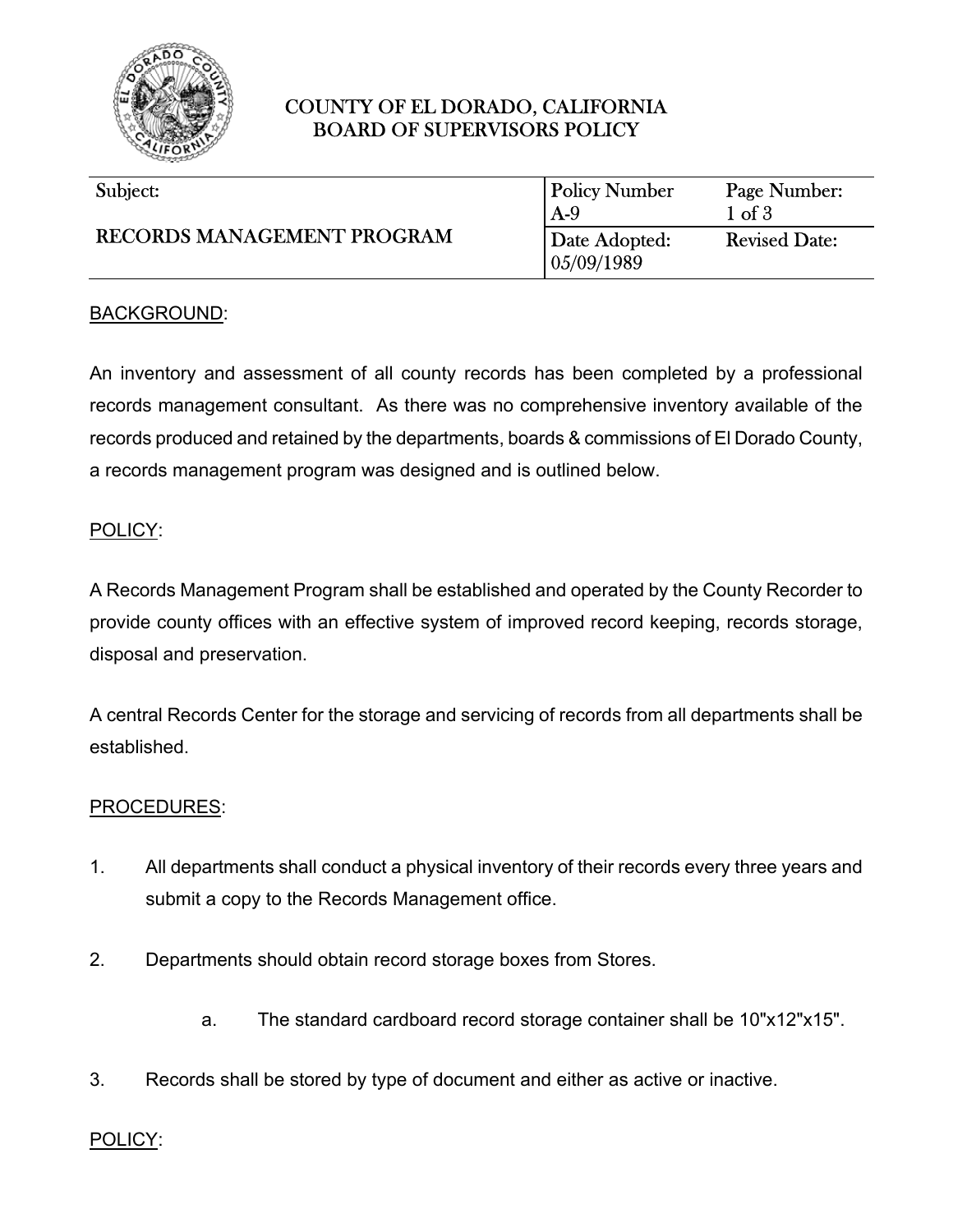# COUNTY OF EL DORADO, CALIFORNIA
## BOARD OF SUPERVISORS POLICY

| Subject: | Policy Number | Page Number: |
|---|---|---|
| RECORDS MANAGEMENT PROGRAM | A-9 | 1 of 3 |
| | Date Adopted: 05/09/1989 | Revised Date: |

BACKGROUND:

An inventory and assessment of all county records has been completed by a professional records management consultant. As there was no comprehensive inventory available of the records produced and retained by the departments, boards & commissions of El Dorado County, a records management program was designed and is outlined below.

POLICY:

A Records Management Program shall be established and operated by the County Recorder to provide county offices with an effective system of improved record keeping, records storage, disposal and preservation.

A central Records Center for the storage and servicing of records from all departments shall be established.

PROCEDURES:

1. All departments shall conduct a physical inventory of their records every three years and submit a copy to the Records Management office.

2. Departments should obtain record storage boxes from Stores.

   a. The standard cardboard record storage container shall be 10"x12"x15".

3. Records shall be stored by type of document and either as active or inactive.

POLICY: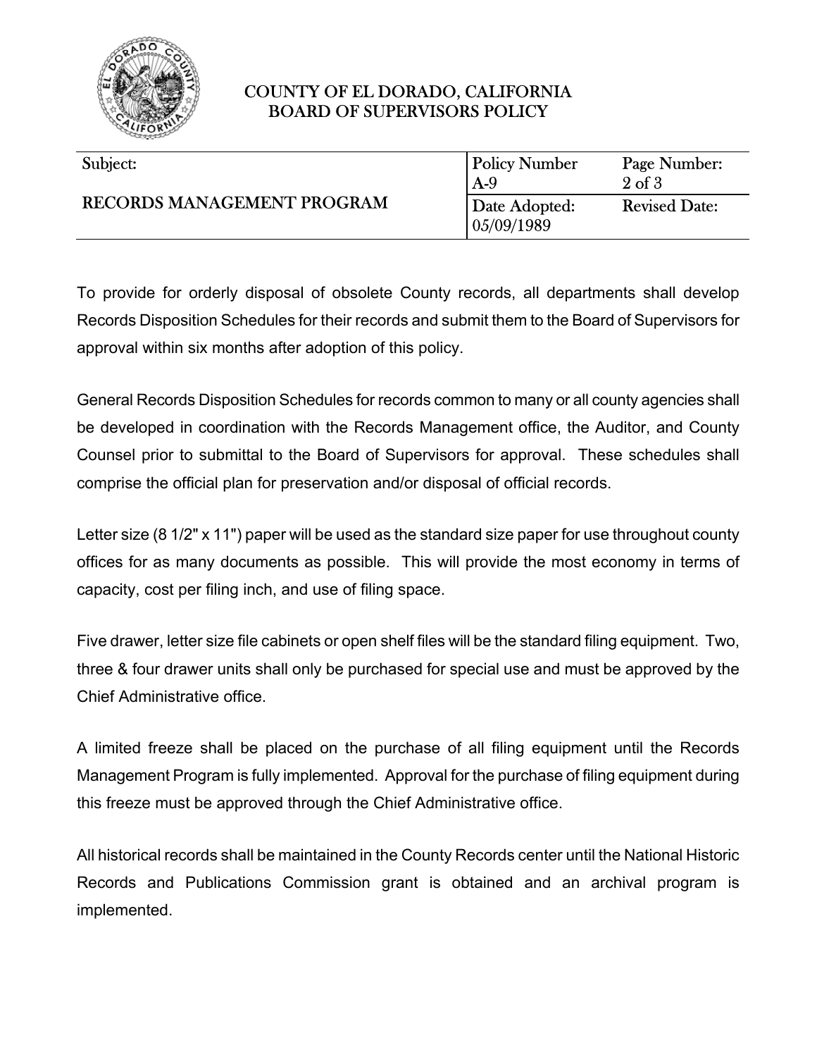To provide for orderly disposal of obsolete County records, all departments shall develop Records Disposition Schedules for their records and submit them to the Board of Supervisors for approval within six months after adoption of this policy.

General Records Disposition Schedules for records common to many or all county agencies shall be developed in coordination with the Records Management office, the Auditor, and County Counsel prior to submittal to the Board of Supervisors for approval. These schedules shall comprise the official plan for preservation and/or disposal of official records.

Letter size (8 1/2" x 11") paper will be used as the standard size paper for use throughout county offices for as many documents as possible. This will provide the most economy in terms of capacity, cost per filing inch, and use of filing space.

Five drawer, letter size file cabinets or open shelf files will be the standard filing equipment. Two, three & four drawer units shall only be purchased for special use and must be approved by the Chief Administrative office.

A limited freeze shall be placed on the purchase of all filing equipment until the Records Management Program is fully implemented. Approval for the purchase of filing equipment during this freeze must be approved through the Chief Administrative office.

All historical records shall be maintained in the County Records center until the National Historic Records and Publications Commission grant is obtained and an archival program is implemented.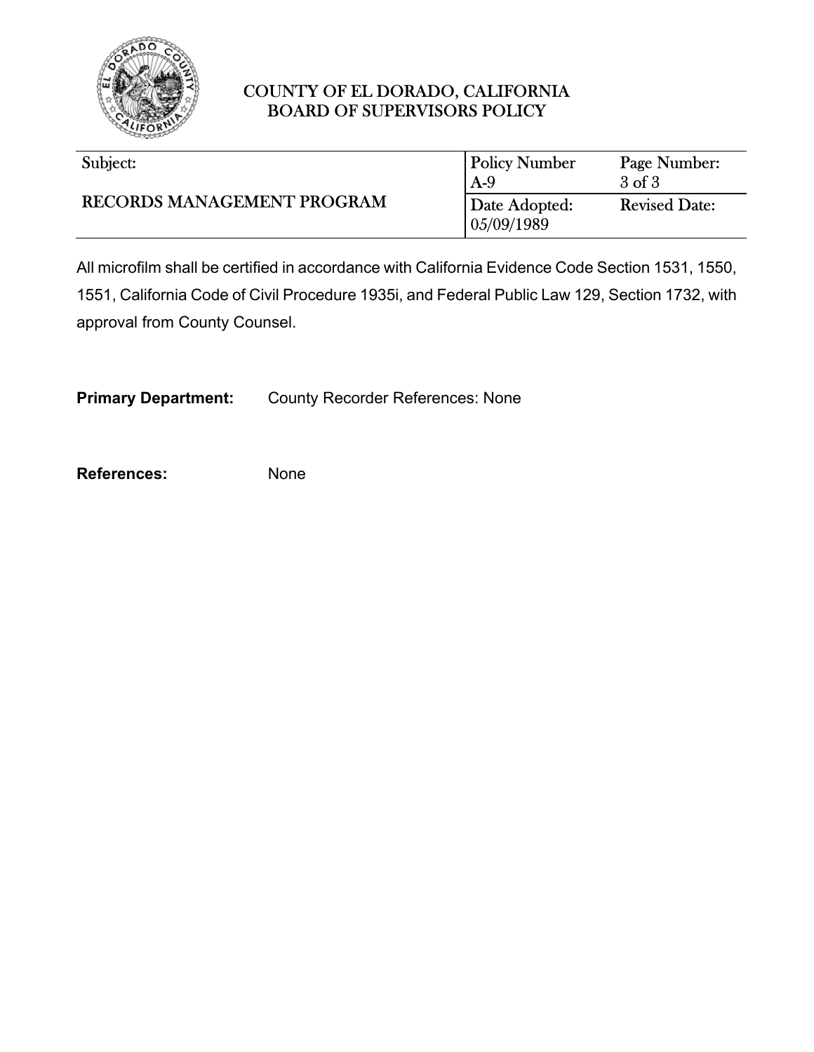All microfilm shall be certified in accordance with California Evidence Code Section 1531, 1550, 1551, California Code of Civil Procedure 1935i, and Federal Public Law 129, Section 1732, with approval from County Counsel.

**Primary Department:** County Recorder References: None

**References:** None